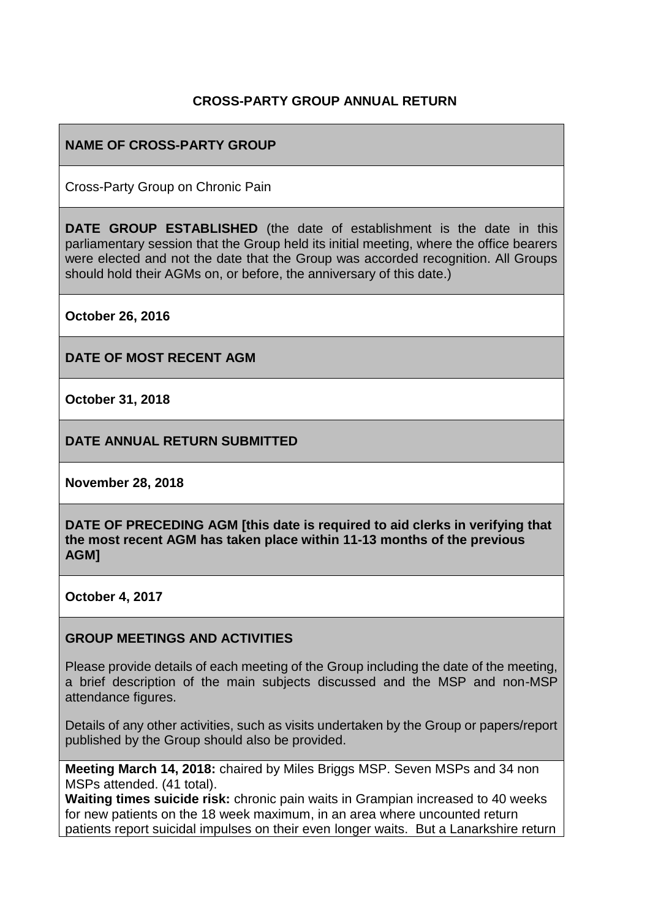**CROSS-PARTY GROUP ANNUAL RETURN**

**NAME OF CROSS-PARTY GROUP**

Cross-Party Group on Chronic Pain

**DATE GROUP ESTABLISHED** (the date of establishment is the date in this parliamentary session that the Group held its initial meeting, where the office bearers were elected and not the date that the Group was accorded recognition. All Groups should hold their AGMs on, or before, the anniversary of this date.)

**October 26, 2016**

**DATE OF MOST RECENT AGM**

**October 31, 2018**

**DATE ANNUAL RETURN SUBMITTED**

**November 28, 2018**

**DATE OF PRECEDING AGM [this date is required to aid clerks in verifying that the most recent AGM has taken place within 11-13 months of the previous AGM]**

**October 4, 2017**

**GROUP MEETINGS AND ACTIVITIES**

Please provide details of each meeting of the Group including the date of the meeting, a brief description of the main subjects discussed and the MSP and non-MSP attendance figures.

Details of any other activities, such as visits undertaken by the Group or papers/report published by the Group should also be provided.

**Meeting March 14, 2018:** chaired by Miles Briggs MSP. Seven MSPs and 34 non MSPs attended. (41 total).

**Waiting times suicide risk:** chronic pain waits in Grampian increased to 40 weeks for new patients on the 18 week maximum, in an area where uncounted return patients report suicidal impulses on their even longer waits. But a Lanarkshire return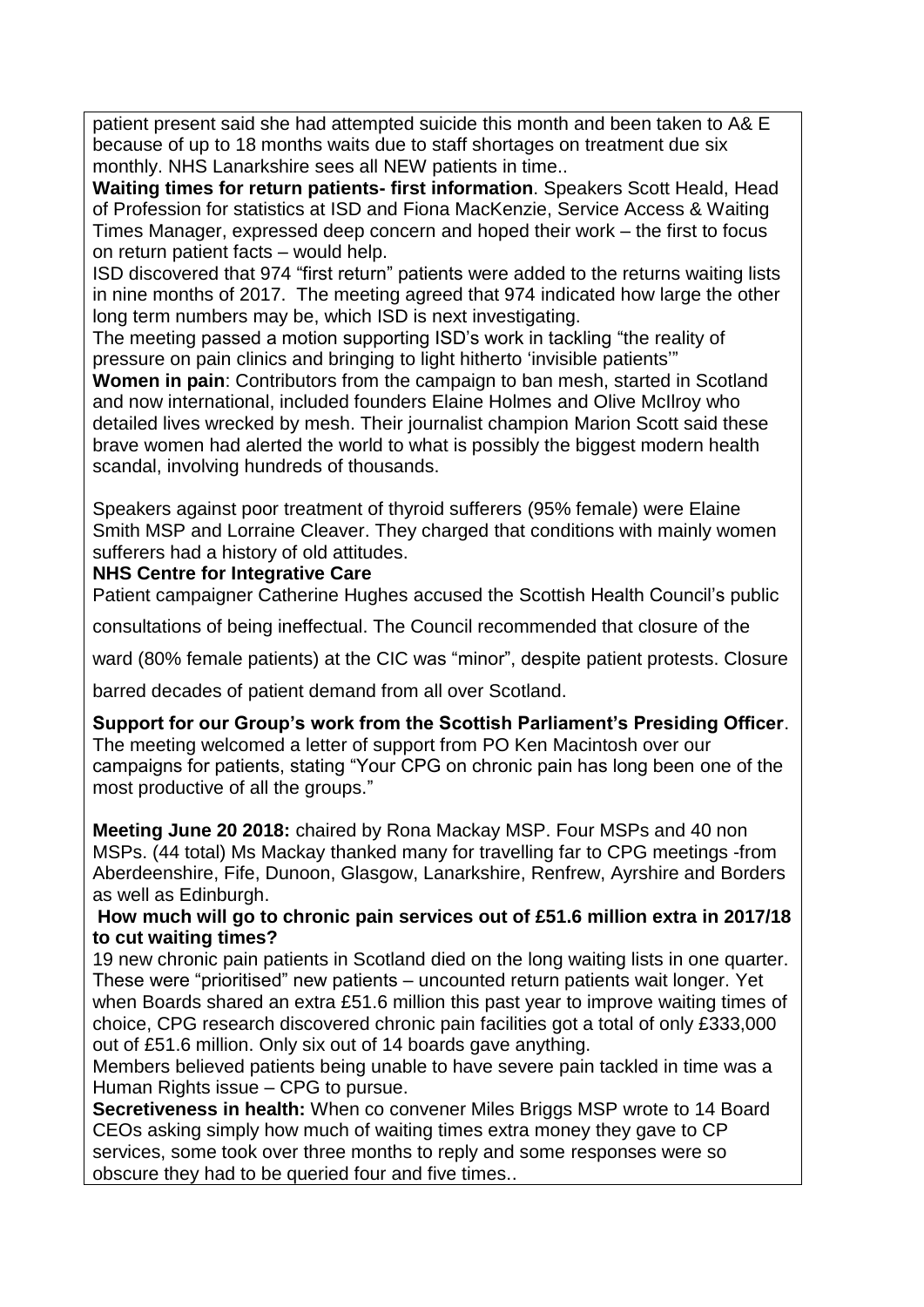patient present said she had attempted suicide this month and been taken to A& E because of up to 18 months waits due to staff shortages on treatment due six monthly. NHS Lanarkshire sees all NEW patients in time..

**Waiting times for return patients- first information**. Speakers Scott Heald, Head of Profession for statistics at ISD and Fiona MacKenzie, Service Access & Waiting Times Manager, expressed deep concern and hoped their work – the first to focus on return patient facts – would help.

ISD discovered that 974 "first return" patients were added to the returns waiting lists in nine months of 2017. The meeting agreed that 974 indicated how large the other long term numbers may be, which ISD is next investigating.

The meeting passed a motion supporting ISD's work in tackling "the reality of pressure on pain clinics and bringing to light hitherto 'invisible patients'"

**Women in pain**: Contributors from the campaign to ban mesh, started in Scotland and now international, included founders Elaine Holmes and Olive McIlroy who detailed lives wrecked by mesh. Their journalist champion Marion Scott said these brave women had alerted the world to what is possibly the biggest modern health scandal, involving hundreds of thousands.

Speakers against poor treatment of thyroid sufferers (95% female) were Elaine Smith MSP and Lorraine Cleaver. They charged that conditions with mainly women sufferers had a history of old attitudes.

**NHS Centre for Integrative Care**

Patient campaigner Catherine Hughes accused the Scottish Health Council's public consultations of being ineffectual. The Council recommended that closure of the ward (80% female patients) at the CIC was "minor", despite patient protests. Closure barred decades of patient demand from all over Scotland.

**Support for our Group's work from the Scottish Parliament's Presiding Officer**. The meeting welcomed a letter of support from PO Ken Macintosh over our campaigns for patients, stating "Your CPG on chronic pain has long been one of the most productive of all the groups."

**Meeting June 20 2018:** chaired by Rona Mackay MSP. Four MSPs and 40 non MSPs. (44 total) Ms Mackay thanked many for travelling far to CPG meetings -from Aberdeenshire, Fife, Dunoon, Glasgow, Lanarkshire, Renfrew, Ayrshire and Borders as well as Edinburgh.

**How much will go to chronic pain services out of £51.6 million extra in 2017/18 to cut waiting times?**

19 new chronic pain patients in Scotland died on the long waiting lists in one quarter. These were "prioritised" new patients – uncounted return patients wait longer. Yet when Boards shared an extra £51.6 million this past year to improve waiting times of choice, CPG research discovered chronic pain facilities got a total of only £333,000 out of £51.6 million. Only six out of 14 boards gave anything.

Members believed patients being unable to have severe pain tackled in time was a Human Rights issue – CPG to pursue.

**Secretiveness in health:** When co convener Miles Briggs MSP wrote to 14 Board CEOs asking simply how much of waiting times extra money they gave to CP services, some took over three months to reply and some responses were so obscure they had to be queried four and five times..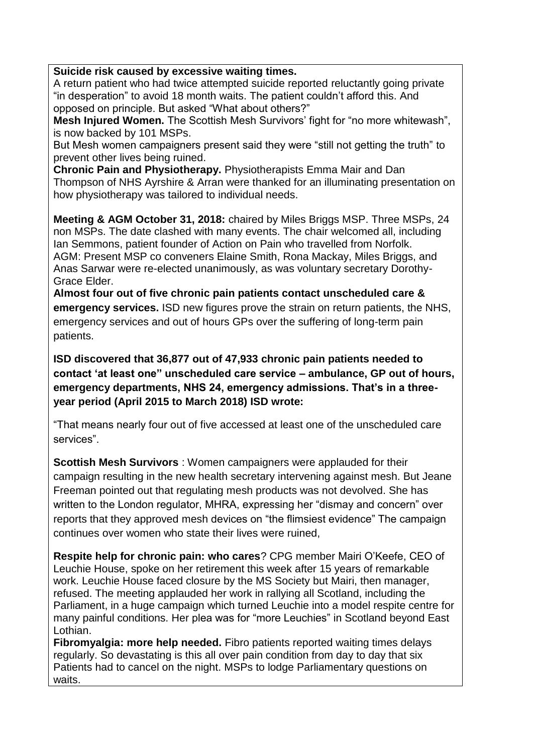**Suicide risk caused by excessive waiting times.**
A return patient who had twice attempted suicide reported reluctantly going private "in desperation" to avoid 18 month waits. The patient couldn't afford this. And opposed on principle. But asked "What about others?"

**Mesh Injured Women.** The Scottish Mesh Survivors' fight for "no more whitewash", is now backed by 101 MSPs.
But Mesh women campaigners present said they were "still not getting the truth" to prevent other lives being ruined.

**Chronic Pain and Physiotherapy.** Physiotherapists Emma Mair and Dan Thompson of NHS Ayrshire & Arran were thanked for an illuminating presentation on how physiotherapy was tailored to individual needs.

**Meeting & AGM October 31, 2018:** chaired by Miles Briggs MSP. Three MSPs, 24 non MSPs. The date clashed with many events. The chair welcomed all, including Ian Semmons, patient founder of Action on Pain who travelled from Norfolk.
AGM: Present MSP co conveners Elaine Smith, Rona Mackay, Miles Briggs, and Anas Sarwar were re-elected unanimously, as was voluntary secretary Dorothy-Grace Elder.

**Almost four out of five chronic pain patients contact unscheduled care & emergency services.** ISD new figures prove the strain on return patients, the NHS, emergency services and out of hours GPs over the suffering of long-term pain patients.

**ISD discovered that 36,877 out of 47,933 chronic pain patients needed to contact 'at least one" unscheduled care service – ambulance, GP out of hours, emergency departments, NHS 24, emergency admissions. That's in a three-year period (April 2015 to March 2018) ISD wrote:**

"That means nearly four out of five accessed at least one of the unscheduled care services".

**Scottish Mesh Survivors** : Women campaigners were applauded for their campaign resulting in the new health secretary intervening against mesh. But Jeane Freeman pointed out that regulating mesh products was not devolved. She has written to the London regulator, MHRA, expressing her "dismay and concern" over reports that they approved mesh devices on "the flimsiest evidence" The campaign continues over women who state their lives were ruined,

**Respite help for chronic pain: who cares**? CPG member Mairi O'Keefe, CEO of Leuchie House, spoke on her retirement this week after 15 years of remarkable work. Leuchie House faced closure by the MS Society but Mairi, then manager, refused. The meeting applauded her work in rallying all Scotland, including the Parliament, in a huge campaign which turned Leuchie into a model respite centre for many painful conditions. Her plea was for "more Leuchies" in Scotland beyond East Lothian.

**Fibromyalgia: more help needed.** Fibro patients reported waiting times delays regularly. So devastating is this all over pain condition from day to day that six Patients had to cancel on the night. MSPs to lodge Parliamentary questions on waits.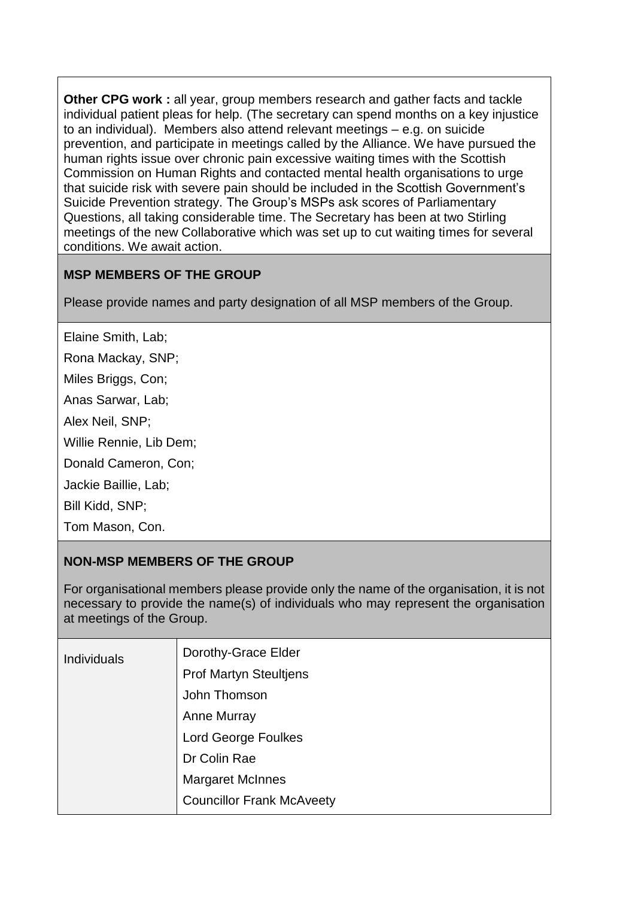**Other CPG work :** all year, group members research and gather facts and tackle individual patient pleas for help. (The secretary can spend months on a key injustice to an individual). Members also attend relevant meetings – e.g. on suicide prevention, and participate in meetings called by the Alliance. We have pursued the human rights issue over chronic pain excessive waiting times with the Scottish Commission on Human Rights and contacted mental health organisations to urge that suicide risk with severe pain should be included in the Scottish Government's Suicide Prevention strategy. The Group's MSPs ask scores of Parliamentary Questions, all taking considerable time. The Secretary has been at two Stirling meetings of the new Collaborative which was set up to cut waiting times for several conditions. We await action.

## MSP MEMBERS OF THE GROUP

Please provide names and party designation of all MSP members of the Group.

Elaine Smith, Lab;

Rona Mackay, SNP;

Miles Briggs, Con;

Anas Sarwar, Lab;

Alex Neil, SNP;

Willie Rennie, Lib Dem;

Donald Cameron, Con;

Jackie Baillie, Lab;

Bill Kidd, SNP;

Tom Mason, Con.

## NON-MSP MEMBERS OF THE GROUP

For organisational members please provide only the name of the organisation, it is not necessary to provide the name(s) of individuals who may represent the organisation at meetings of the Group.

| Individuals | Dorothy-Grace Elder<br>Prof Martyn Steultjens<br>John Thomson<br>Anne Murray<br>Lord George Foulkes<br>Dr Colin Rae<br>Margaret McInnes<br>Councillor Frank McAveety |
|---|---|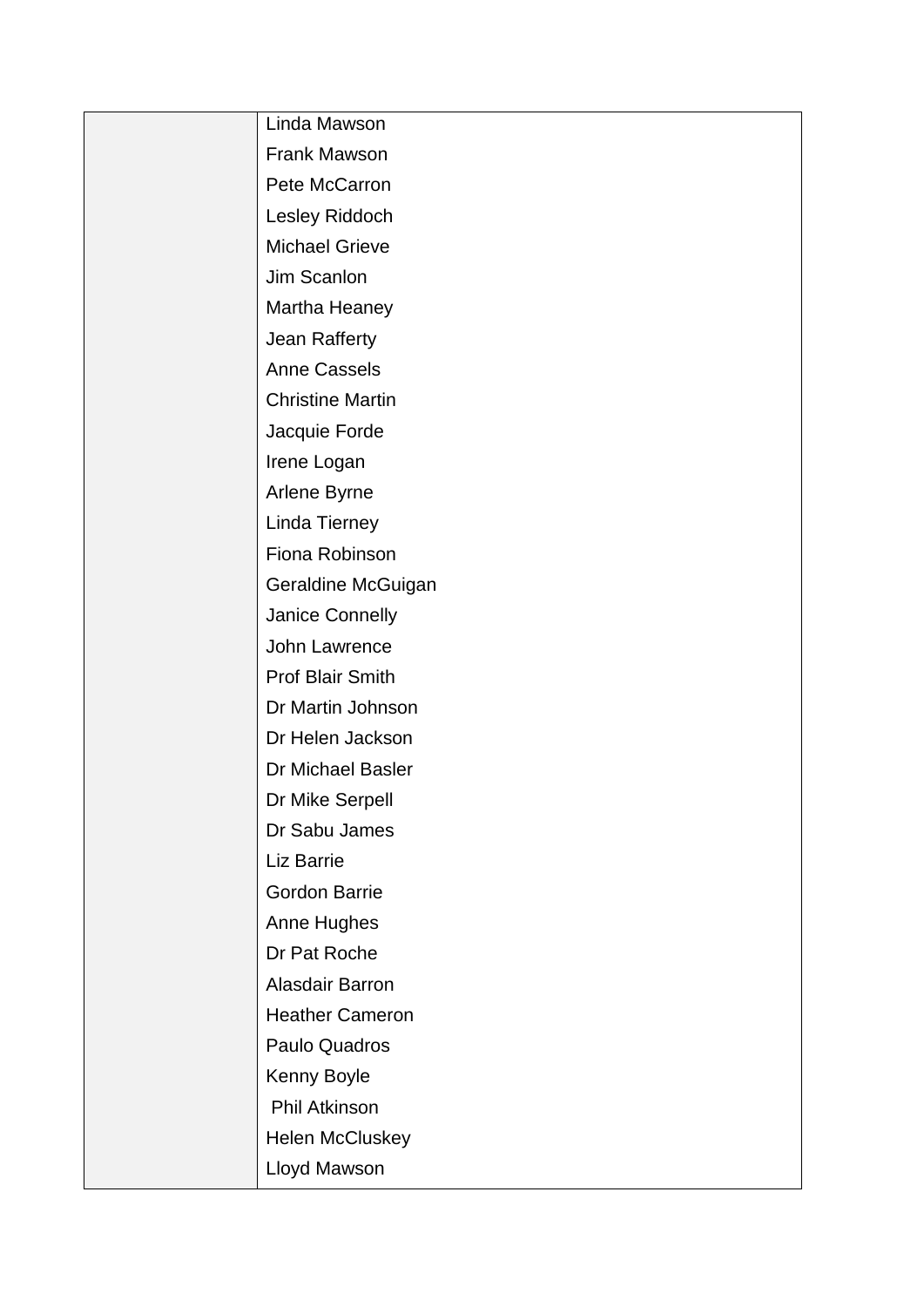| | |
|---|---|
| | Linda Mawson |
| | Frank Mawson |
| | Pete McCarron |
| | Lesley Riddoch |
| | Michael Grieve |
| | Jim Scanlon |
| | Martha Heaney |
| | Jean Rafferty |
| | Anne Cassels |
| | Christine Martin |
| | Jacquie Forde |
| | Irene Logan |
| | Arlene Byrne |
| | Linda Tierney |
| | Fiona Robinson |
| | Geraldine McGuigan |
| | Janice Connelly |
| | John Lawrence |
| | Prof Blair Smith |
| | Dr Martin Johnson |
| | Dr Helen Jackson |
| | Dr Michael Basler |
| | Dr Mike Serpell |
| | Dr Sabu James |
| | Liz Barrie |
| | Gordon Barrie |
| | Anne Hughes |
| | Dr Pat Roche |
| | Alasdair Barron |
| | Heather Cameron |
| | Paulo Quadros |
| | Kenny Boyle |
| | Phil Atkinson |
| | Helen McCluskey |
| | Lloyd Mawson |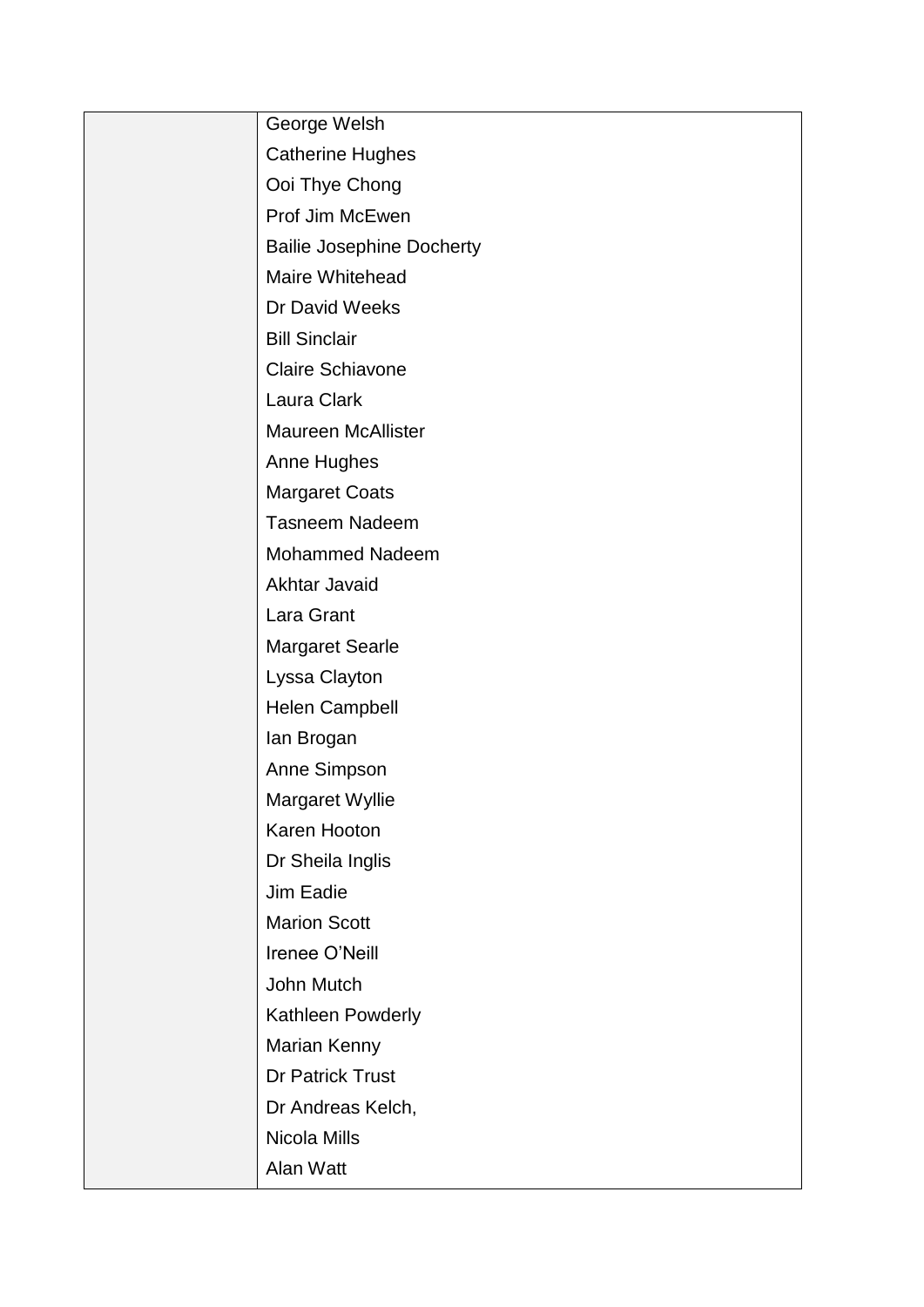|  |  |
| --- | --- |
|  | George Welsh<br>Catherine Hughes<br>Ooi Thye Chong<br>Prof Jim McEwen<br>Bailie Josephine Docherty<br>Maire Whitehead<br>Dr David Weeks<br>Bill Sinclair<br>Claire Schiavone<br>Laura Clark<br>Maureen McAllister<br>Anne Hughes<br>Margaret Coats<br>Tasneem Nadeem<br>Mohammed Nadeem<br>Akhtar Javaid<br>Lara Grant<br>Margaret Searle<br>Lyssa Clayton<br>Helen Campbell<br>Ian Brogan<br>Anne Simpson<br>Margaret Wyllie<br>Karen Hooton<br>Dr Sheila Inglis<br>Jim Eadie<br>Marion Scott<br>Irenee O'Neill<br>John Mutch<br>Kathleen Powderly<br>Marian Kenny<br>Dr Patrick Trust<br>Dr Andreas Kelch,<br>Nicola Mills<br>Alan Watt |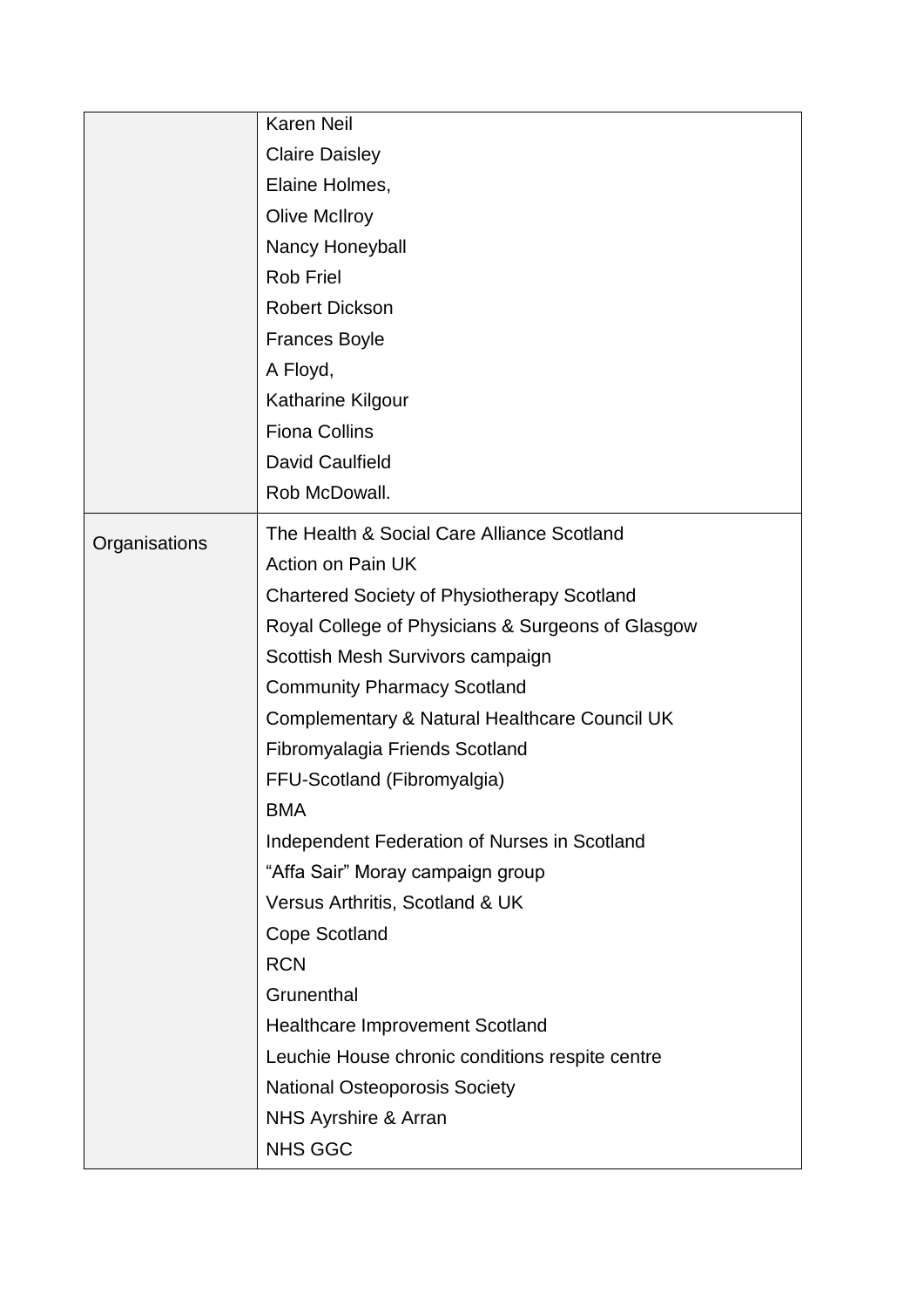| | |
|---|---|
| | Karen Neil<br>Claire Daisley<br>Elaine Holmes,<br>Olive McIlroy<br>Nancy Honeyball<br>Rob Friel<br>Robert Dickson<br>Frances Boyle<br>A Floyd,<br>Katharine Kilgour<br>Fiona Collins<br>David Caulfield<br>Rob McDowall. |
| Organisations | The Health & Social Care Alliance Scotland<br>Action on Pain UK<br>Chartered Society of Physiotherapy Scotland<br>Royal College of Physicians & Surgeons of Glasgow<br>Scottish Mesh Survivors campaign<br>Community Pharmacy Scotland<br>Complementary & Natural Healthcare Council UK<br>Fibromyalagia Friends Scotland<br>FFU-Scotland (Fibromyalgia)<br>BMA<br>Independent Federation of Nurses in Scotland<br>"Affa Sair" Moray campaign group<br>Versus Arthritis, Scotland & UK<br>Cope Scotland<br>RCN<br>Grunenthal<br>Healthcare Improvement Scotland<br>Leuchie House chronic conditions respite centre<br>National Osteoporosis Society<br>NHS Ayrshire & Arran<br>NHS GGC |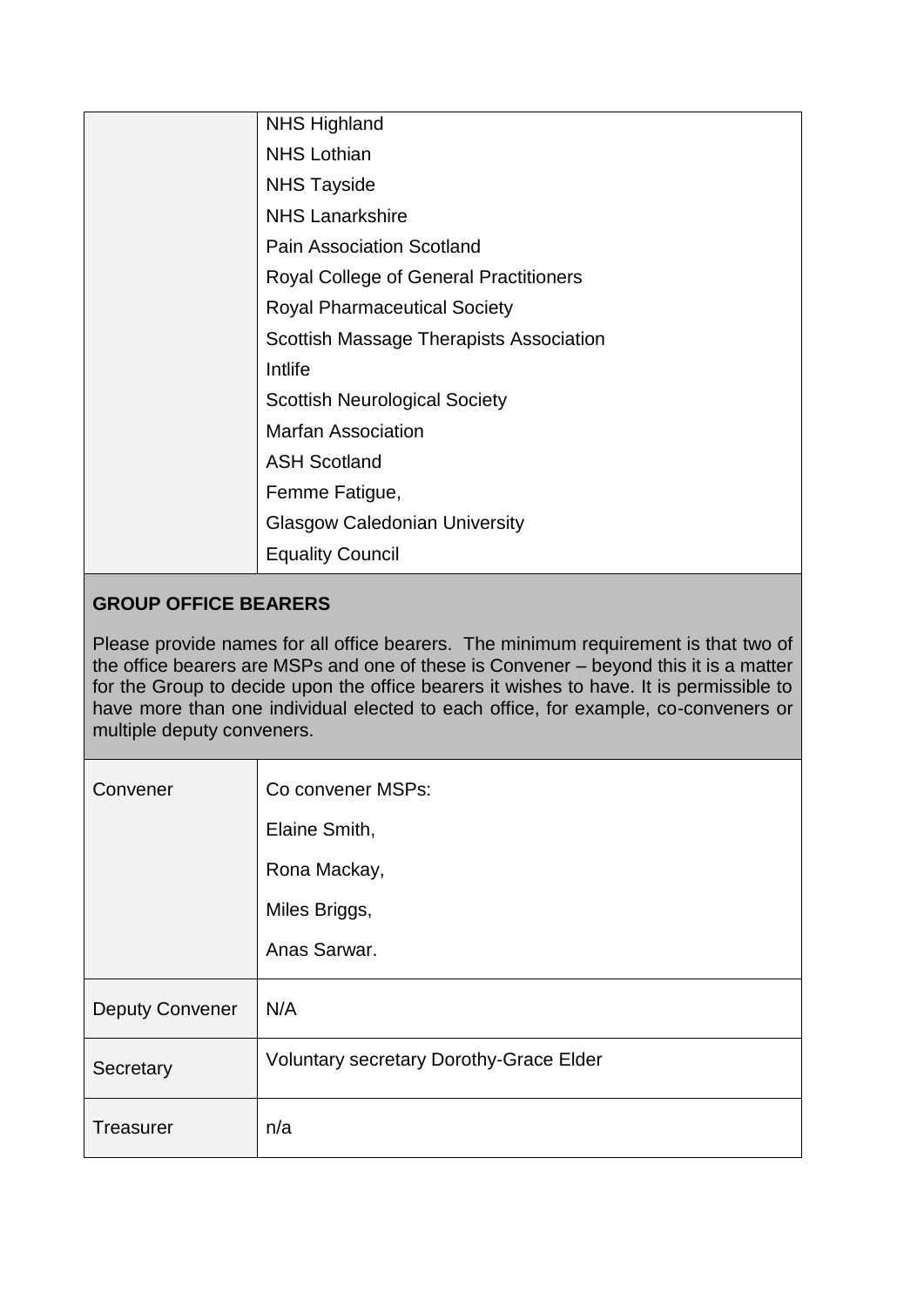| | |
|---|---|
| | NHS Highland<br>NHS Lothian<br>NHS Tayside<br>NHS Lanarkshire<br>Pain Association Scotland<br>Royal College of General Practitioners<br>Royal Pharmaceutical Society<br>Scottish Massage Therapists Association<br>Intlife<br>Scottish Neurological Society<br>Marfan Association<br>ASH Scotland<br>Femme Fatigue,<br>Glasgow Caledonian University<br>Equality Council |

## GROUP OFFICE BEARERS

Please provide names for all office bearers. The minimum requirement is that two of the office bearers are MSPs and one of these is Convener – beyond this it is a matter for the Group to decide upon the office bearers it wishes to have. It is permissible to have more than one individual elected to each office, for example, co-conveners or multiple deputy conveners.

| | |
|---|---|
| Convener | Co convener MSPs:<br>Elaine Smith,<br>Rona Mackay,<br>Miles Briggs,<br>Anas Sarwar. |
| Deputy Convener | N/A |
| Secretary | Voluntary secretary Dorothy-Grace Elder |
| Treasurer | n/a |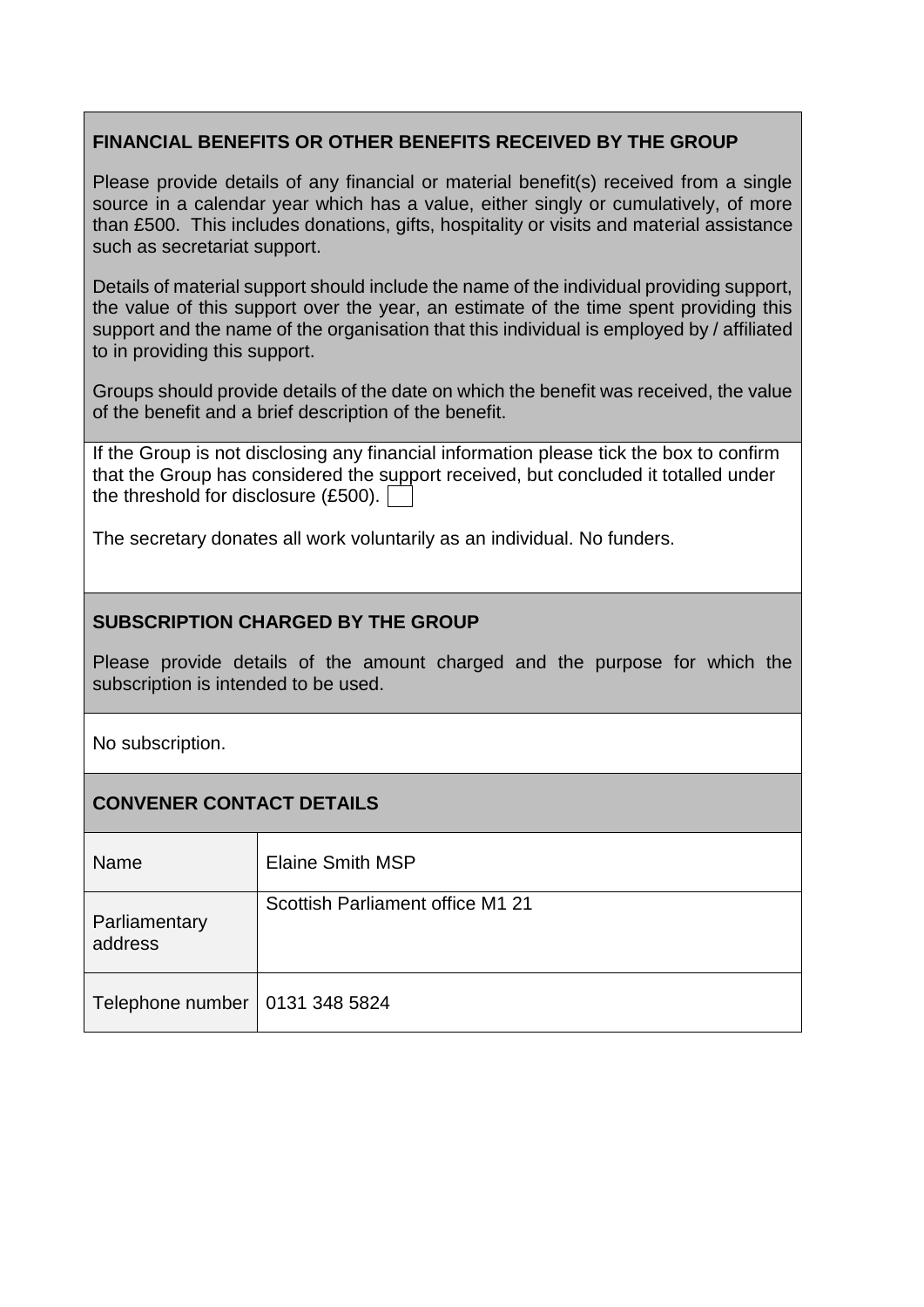## FINANCIAL BENEFITS OR OTHER BENEFITS RECEIVED BY THE GROUP

Please provide details of any financial or material benefit(s) received from a single source in a calendar year which has a value, either singly or cumulatively, of more than £500. This includes donations, gifts, hospitality or visits and material assistance such as secretariat support.

Details of material support should include the name of the individual providing support, the value of this support over the year, an estimate of the time spent providing this support and the name of the organisation that this individual is employed by / affiliated to in providing this support.

Groups should provide details of the date on which the benefit was received, the value of the benefit and a brief description of the benefit.

If the Group is not disclosing any financial information please tick the box to confirm that the Group has considered the support received, but concluded it totalled under the threshold for disclosure (£500). ☐

The secretary donates all work voluntarily as an individual. No funders.

## SUBSCRIPTION CHARGED BY THE GROUP

Please provide details of the amount charged and the purpose for which the subscription is intended to be used.

No subscription.

## CONVENER CONTACT DETAILS

| | |
|---|---|
| Name | Elaine Smith MSP |
| Parliamentary address | Scottish Parliament office M1 21 |
| Telephone number | 0131 348 5824 |